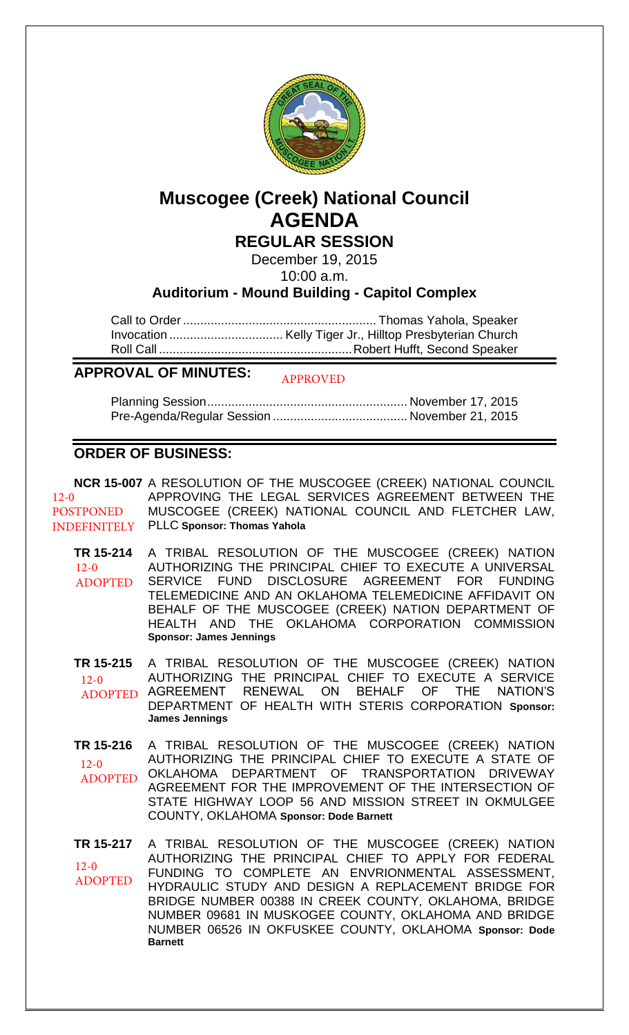# Muscogee (Creek) National Council
# AGENDA
## REGULAR SESSION

December 19, 2015
10:00 a.m.

**Auditorium - Mound Building - Capitol Complex**

Call to Order ........................................................ Thomas Yahola, Speaker
Invocation ................................. Kelly Tiger Jr., Hilltop Presbyterian Church
Roll Call ........................................................ Robert Hufft, Second Speaker

## APPROVAL OF MINUTES: APPROVED

Planning Session .......................................................... November 17, 2015
Pre-Agenda/Regular Session ....................................... November 21, 2015

## ORDER OF BUSINESS:

**NCR 15-007** A RESOLUTION OF THE MUSCOGEE (CREEK) NATIONAL COUNCIL APPROVING THE LEGAL SERVICES AGREEMENT BETWEEN THE MUSCOGEE (CREEK) NATIONAL COUNCIL AND FLETCHER LAW, PLLC **Sponsor: Thomas Yahola**
12-0 POSTPONED INDEFINITELY

**TR 15-214** A TRIBAL RESOLUTION OF THE MUSCOGEE (CREEK) NATION AUTHORIZING THE PRINCIPAL CHIEF TO EXECUTE A UNIVERSAL SERVICE FUND DISCLOSURE AGREEMENT FOR FUNDING TELEMEDICINE AND AN OKLAHOMA TELEMEDICINE AFFIDAVIT ON BEHALF OF THE MUSCOGEE (CREEK) NATION DEPARTMENT OF HEALTH AND THE OKLAHOMA CORPORATION COMMISSION **Sponsor: James Jennings**
12-0 ADOPTED

**TR 15-215** A TRIBAL RESOLUTION OF THE MUSCOGEE (CREEK) NATION AUTHORIZING THE PRINCIPAL CHIEF TO EXECUTE A SERVICE AGREEMENT RENEWAL ON BEHALF OF THE NATION'S DEPARTMENT OF HEALTH WITH STERIS CORPORATION **Sponsor: James Jennings**
12-0 ADOPTED

**TR 15-216** A TRIBAL RESOLUTION OF THE MUSCOGEE (CREEK) NATION AUTHORIZING THE PRINCIPAL CHIEF TO EXECUTE A STATE OF OKLAHOMA DEPARTMENT OF TRANSPORTATION DRIVEWAY AGREEMENT FOR THE IMPROVEMENT OF THE INTERSECTION OF STATE HIGHWAY LOOP 56 AND MISSION STREET IN OKMULGEE COUNTY, OKLAHOMA **Sponsor: Dode Barnett**
12-0 ADOPTED

**TR 15-217** A TRIBAL RESOLUTION OF THE MUSCOGEE (CREEK) NATION AUTHORIZING THE PRINCIPAL CHIEF TO APPLY FOR FEDERAL FUNDING TO COMPLETE AN ENVRIONMENTAL ASSESSMENT, HYDRAULIC STUDY AND DESIGN A REPLACEMENT BRIDGE FOR BRIDGE NUMBER 00388 IN CREEK COUNTY, OKLAHOMA, BRIDGE NUMBER 09681 IN MUSKOGEE COUNTY, OKLAHOMA AND BRIDGE NUMBER 06526 IN OKFUSKEE COUNTY, OKLAHOMA **Sponsor: Dode Barnett**
12-0 ADOPTED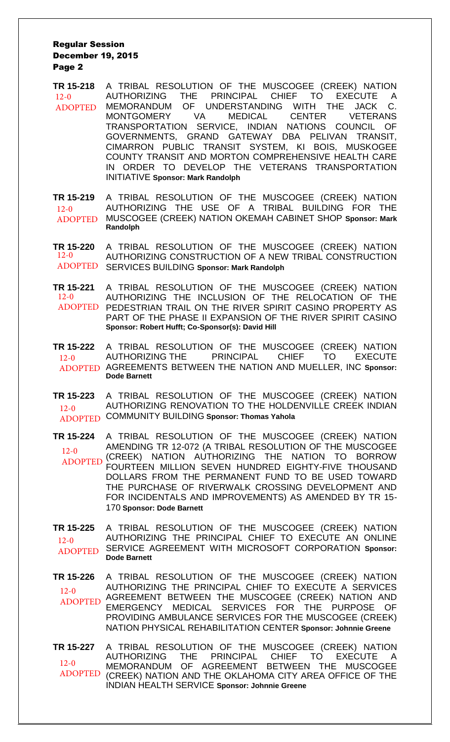**TR 15-218** 12-0 ADOPTED — A TRIBAL RESOLUTION OF THE MUSCOGEE (CREEK) NATION AUTHORIZING THE PRINCIPAL CHIEF TO EXECUTE A MEMORANDUM OF UNDERSTANDING WITH THE JACK C. MONTGOMERY VA MEDICAL CENTER VETERANS TRANSPORTATION SERVICE, INDIAN NATIONS COUNCIL OF GOVERNMENTS, GRAND GATEWAY DBA PELIVAN TRANSIT, CIMARRON PUBLIC TRANSIT SYSTEM, KI BOIS, MUSKOGEE COUNTY TRANSIT AND MORTON COMPREHENSIVE HEALTH CARE IN ORDER TO DEVELOP THE VETERANS TRANSPORTATION INITIATIVE **Sponsor: Mark Randolph**

**TR 15-219** 12-0 ADOPTED — A TRIBAL RESOLUTION OF THE MUSCOGEE (CREEK) NATION AUTHORIZING THE USE OF A TRIBAL BUILDING FOR THE MUSCOGEE (CREEK) NATION OKEMAH CABINET SHOP **Sponsor: Mark Randolph**

**TR 15-220** 12-0 ADOPTED — A TRIBAL RESOLUTION OF THE MUSCOGEE (CREEK) NATION AUTHORIZING CONSTRUCTION OF A NEW TRIBAL CONSTRUCTION SERVICES BUILDING **Sponsor: Mark Randolph**

**TR 15-221** 12-0 ADOPTED — A TRIBAL RESOLUTION OF THE MUSCOGEE (CREEK) NATION AUTHORIZING THE INCLUSION OF THE RELOCATION OF THE PEDESTRIAN TRAIL ON THE RIVER SPIRIT CASINO PROPERTY AS PART OF THE PHASE II EXPANSION OF THE RIVER SPIRIT CASINO **Sponsor: Robert Hufft; Co-Sponsor(s): David Hill**

**TR 15-222** 12-0 ADOPTED — A TRIBAL RESOLUTION OF THE MUSCOGEE (CREEK) NATION AUTHORIZING THE PRINCIPAL CHIEF TO EXECUTE AGREEMENTS BETWEEN THE NATION AND MUELLER, INC **Sponsor: Dode Barnett**

**TR 15-223** 12-0 ADOPTED — A TRIBAL RESOLUTION OF THE MUSCOGEE (CREEK) NATION AUTHORIZING RENOVATION TO THE HOLDENVILLE CREEK INDIAN COMMUNITY BUILDING **Sponsor: Thomas Yahola**

**TR 15-224** 12-0 ADOPTED — A TRIBAL RESOLUTION OF THE MUSCOGEE (CREEK) NATION AMENDING TR 12-072 (A TRIBAL RESOLUTION OF THE MUSCOGEE (CREEK) NATION AUTHORIZING THE NATION TO BORROW FOURTEEN MILLION SEVEN HUNDRED EIGHTY-FIVE THOUSAND DOLLARS FROM THE PERMANENT FUND TO BE USED TOWARD THE PURCHASE OF RIVERWALK CROSSING DEVELOPMENT AND FOR INCIDENTALS AND IMPROVEMENTS) AS AMENDED BY TR 15-170 **Sponsor: Dode Barnett**

**TR 15-225** 12-0 ADOPTED — A TRIBAL RESOLUTION OF THE MUSCOGEE (CREEK) NATION AUTHORIZING THE PRINCIPAL CHIEF TO EXECUTE AN ONLINE SERVICE AGREEMENT WITH MICROSOFT CORPORATION **Sponsor: Dode Barnett**

**TR 15-226** 12-0 ADOPTED — A TRIBAL RESOLUTION OF THE MUSCOGEE (CREEK) NATION AUTHORIZING THE PRINCIPAL CHIEF TO EXECUTE A SERVICES AGREEMENT BETWEEN THE MUSCOGEE (CREEK) NATION AND EMERGENCY MEDICAL SERVICES FOR THE PURPOSE OF PROVIDING AMBULANCE SERVICES FOR THE MUSCOGEE (CREEK) NATION PHYSICAL REHABILITATION CENTER **Sponsor: Johnnie Greene**

**TR 15-227** 12-0 ADOPTED — A TRIBAL RESOLUTION OF THE MUSCOGEE (CREEK) NATION AUTHORIZING THE PRINCIPAL CHIEF TO EXECUTE A MEMORANDUM OF AGREEMENT BETWEEN THE MUSCOGEE (CREEK) NATION AND THE OKLAHOMA CITY AREA OFFICE OF THE INDIAN HEALTH SERVICE **Sponsor: Johnnie Greene**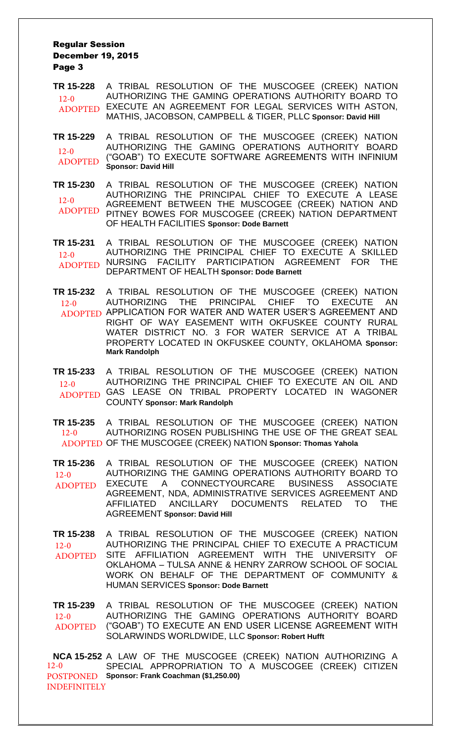**TR 15-228** 12-0 ADOPTED — A TRIBAL RESOLUTION OF THE MUSCOGEE (CREEK) NATION AUTHORIZING THE GAMING OPERATIONS AUTHORITY BOARD TO EXECUTE AN AGREEMENT FOR LEGAL SERVICES WITH ASTON, MATHIS, JACOBSON, CAMPBELL & TIGER, PLLC **Sponsor: David Hill**

**TR 15-229** 12-0 ADOPTED — A TRIBAL RESOLUTION OF THE MUSCOGEE (CREEK) NATION AUTHORIZING THE GAMING OPERATIONS AUTHORITY BOARD ("GOAB") TO EXECUTE SOFTWARE AGREEMENTS WITH INFINIUM **Sponsor: David Hill**

**TR 15-230** 12-0 ADOPTED — A TRIBAL RESOLUTION OF THE MUSCOGEE (CREEK) NATION AUTHORIZING THE PRINCIPAL CHIEF TO EXECUTE A LEASE AGREEMENT BETWEEN THE MUSCOGEE (CREEK) NATION AND PITNEY BOWES FOR MUSCOGEE (CREEK) NATION DEPARTMENT OF HEALTH FACILITIES **Sponsor: Dode Barnett**

**TR 15-231** 12-0 ADOPTED — A TRIBAL RESOLUTION OF THE MUSCOGEE (CREEK) NATION AUTHORIZING THE PRINCIPAL CHIEF TO EXECUTE A SKILLED NURSING FACILITY PARTICIPATION AGREEMENT FOR THE DEPARTMENT OF HEALTH **Sponsor: Dode Barnett**

**TR 15-232** 12-0 ADOPTED — A TRIBAL RESOLUTION OF THE MUSCOGEE (CREEK) NATION AUTHORIZING THE PRINCIPAL CHIEF TO EXECUTE AN APPLICATION FOR WATER AND WATER USER'S AGREEMENT AND RIGHT OF WAY EASEMENT WITH OKFUSKEE COUNTY RURAL WATER DISTRICT NO. 3 FOR WATER SERVICE AT A TRIBAL PROPERTY LOCATED IN OKFUSKEE COUNTY, OKLAHOMA **Sponsor: Mark Randolph**

**TR 15-233** 12-0 ADOPTED — A TRIBAL RESOLUTION OF THE MUSCOGEE (CREEK) NATION AUTHORIZING THE PRINCIPAL CHIEF TO EXECUTE AN OIL AND GAS LEASE ON TRIBAL PROPERTY LOCATED IN WAGONER COUNTY **Sponsor: Mark Randolph**

**TR 15-235** 12-0 ADOPTED — A TRIBAL RESOLUTION OF THE MUSCOGEE (CREEK) NATION AUTHORIZING ROSEN PUBLISHING THE USE OF THE GREAT SEAL OF THE MUSCOGEE (CREEK) NATION **Sponsor: Thomas Yahola**

**TR 15-236** 12-0 ADOPTED — A TRIBAL RESOLUTION OF THE MUSCOGEE (CREEK) NATION AUTHORIZING THE GAMING OPERATIONS AUTHORITY BOARD TO EXECUTE A CONNECTYOURCARE BUSINESS ASSOCIATE AGREEMENT, NDA, ADMINISTRATIVE SERVICES AGREEMENT AND AFFILIATED ANCILLARY DOCUMENTS RELATED TO THE AGREEMENT **Sponsor: David Hill**

**TR 15-238** 12-0 ADOPTED — A TRIBAL RESOLUTION OF THE MUSCOGEE (CREEK) NATION AUTHORIZING THE PRINCIPAL CHIEF TO EXECUTE A PRACTICUM SITE AFFILIATION AGREEMENT WITH THE UNIVERSITY OF OKLAHOMA – TULSA ANNE & HENRY ZARROW SCHOOL OF SOCIAL WORK ON BEHALF OF THE DEPARTMENT OF COMMUNITY & HUMAN SERVICES **Sponsor: Dode Barnett**

**TR 15-239** 12-0 ADOPTED — A TRIBAL RESOLUTION OF THE MUSCOGEE (CREEK) NATION AUTHORIZING THE GAMING OPERATIONS AUTHORITY BOARD ("GOAB") TO EXECUTE AN END USER LICENSE AGREEMENT WITH SOLARWINDS WORLDWIDE, LLC **Sponsor: Robert Hufft**

**NCA 15-252** 12-0 POSTPONED INDEFINITELY — A LAW OF THE MUSCOGEE (CREEK) NATION AUTHORIZING A SPECIAL APPROPRIATION TO A MUSCOGEE (CREEK) CITIZEN **Sponsor: Frank Coachman ($1,250.00)**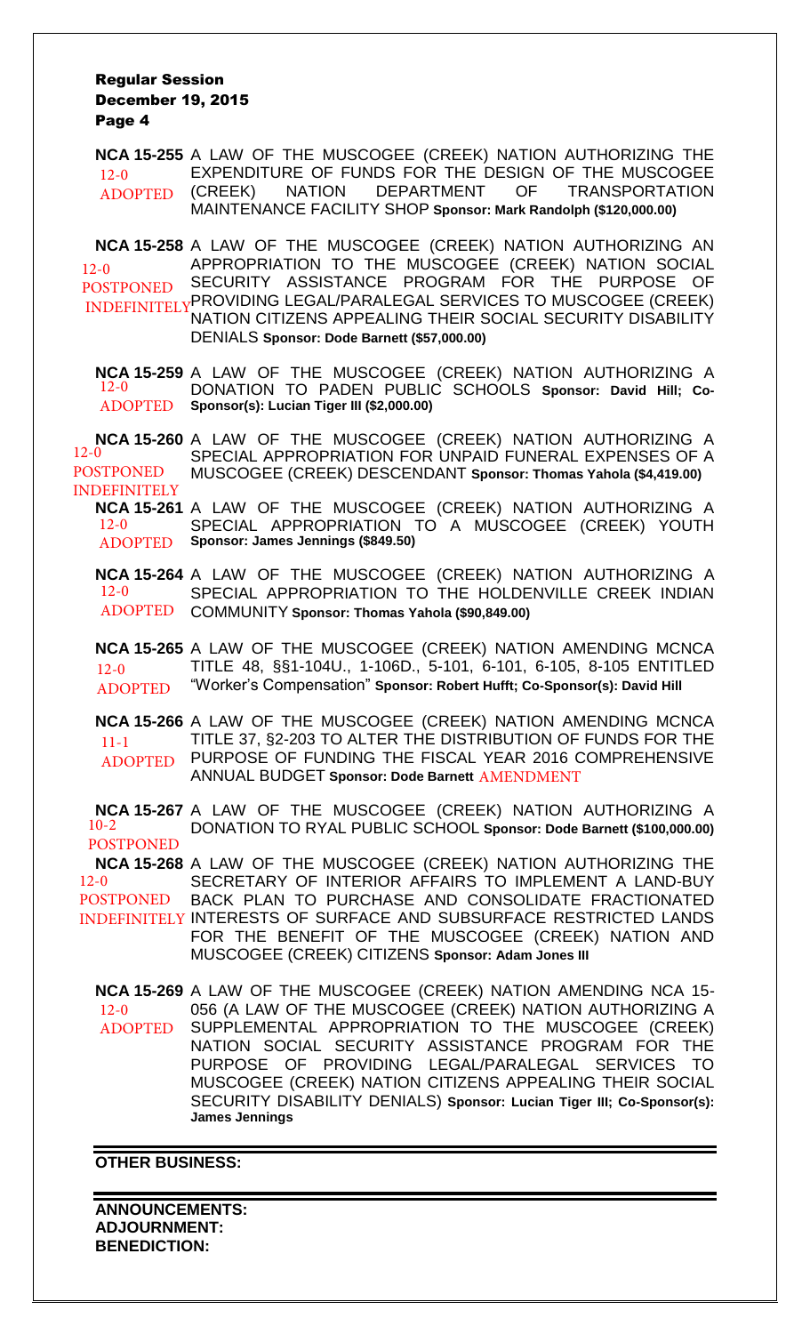**NCA 15-255** A LAW OF THE MUSCOGEE (CREEK) NATION AUTHORIZING THE EXPENDITURE OF FUNDS FOR THE DESIGN OF THE MUSCOGEE (CREEK) NATION DEPARTMENT OF TRANSPORTATION MAINTENANCE FACILITY SHOP **Sponsor: Mark Randolph ($120,000.00)**
12-0
ADOPTED

**NCA 15-258** A LAW OF THE MUSCOGEE (CREEK) NATION AUTHORIZING AN APPROPRIATION TO THE MUSCOGEE (CREEK) NATION SOCIAL SECURITY ASSISTANCE PROGRAM FOR THE PURPOSE OF PROVIDING LEGAL/PARALEGAL SERVICES TO MUSCOGEE (CREEK) NATION CITIZENS APPEALING THEIR SOCIAL SECURITY DISABILITY DENIALS **Sponsor: Dode Barnett ($57,000.00)**
12-0
POSTPONED INDEFINITELY

**NCA 15-259** A LAW OF THE MUSCOGEE (CREEK) NATION AUTHORIZING A DONATION TO PADEN PUBLIC SCHOOLS **Sponsor: David Hill; Co-Sponsor(s): Lucian Tiger III ($2,000.00)**
12-0
ADOPTED

**NCA 15-260** A LAW OF THE MUSCOGEE (CREEK) NATION AUTHORIZING A SPECIAL APPROPRIATION FOR UNPAID FUNERAL EXPENSES OF A MUSCOGEE (CREEK) DESCENDANT **Sponsor: Thomas Yahola ($4,419.00)**
12-0
POSTPONED INDEFINITELY

**NCA 15-261** A LAW OF THE MUSCOGEE (CREEK) NATION AUTHORIZING A SPECIAL APPROPRIATION TO A MUSCOGEE (CREEK) YOUTH **Sponsor: James Jennings ($849.50)**
12-0
ADOPTED

**NCA 15-264** A LAW OF THE MUSCOGEE (CREEK) NATION AUTHORIZING A SPECIAL APPROPRIATION TO THE HOLDENVILLE CREEK INDIAN COMMUNITY **Sponsor: Thomas Yahola ($90,849.00)**
12-0
ADOPTED

**NCA 15-265** A LAW OF THE MUSCOGEE (CREEK) NATION AMENDING MCNCA TITLE 48, §§1-104U., 1-106D., 5-101, 6-101, 6-105, 8-105 ENTITLED "Worker's Compensation" **Sponsor: Robert Hufft; Co-Sponsor(s): David Hill**
12-0
ADOPTED

**NCA 15-266** A LAW OF THE MUSCOGEE (CREEK) NATION AMENDING MCNCA TITLE 37, §2-203 TO ALTER THE DISTRIBUTION OF FUNDS FOR THE PURPOSE OF FUNDING THE FISCAL YEAR 2016 COMPREHENSIVE ANNUAL BUDGET **Sponsor: Dode Barnett** AMENDMENT
11-1
ADOPTED

**NCA 15-267** A LAW OF THE MUSCOGEE (CREEK) NATION AUTHORIZING A DONATION TO RYAL PUBLIC SCHOOL **Sponsor: Dode Barnett ($100,000.00)**
10-2
POSTPONED

**NCA 15-268** A LAW OF THE MUSCOGEE (CREEK) NATION AUTHORIZING THE SECRETARY OF INTERIOR AFFAIRS TO IMPLEMENT A LAND-BUY BACK PLAN TO PURCHASE AND CONSOLIDATE FRACTIONATED INTERESTS OF SURFACE AND SUBSURFACE RESTRICTED LANDS FOR THE BENEFIT OF THE MUSCOGEE (CREEK) NATION AND MUSCOGEE (CREEK) CITIZENS **Sponsor: Adam Jones III**
12-0
POSTPONED INDEFINITELY

**NCA 15-269** A LAW OF THE MUSCOGEE (CREEK) NATION AMENDING NCA 15-056 (A LAW OF THE MUSCOGEE (CREEK) NATION AUTHORIZING A SUPPLEMENTAL APPROPRIATION TO THE MUSCOGEE (CREEK) NATION SOCIAL SECURITY ASSISTANCE PROGRAM FOR THE PURPOSE OF PROVIDING LEGAL/PARALEGAL SERVICES TO MUSCOGEE (CREEK) NATION CITIZENS APPEALING THEIR SOCIAL SECURITY DISABILITY DENIALS) **Sponsor: Lucian Tiger III; Co-Sponsor(s): James Jennings**
12-0
ADOPTED

**OTHER BUSINESS:**

**ANNOUNCEMENTS:**
**ADJOURNMENT:**
**BENEDICTION:**